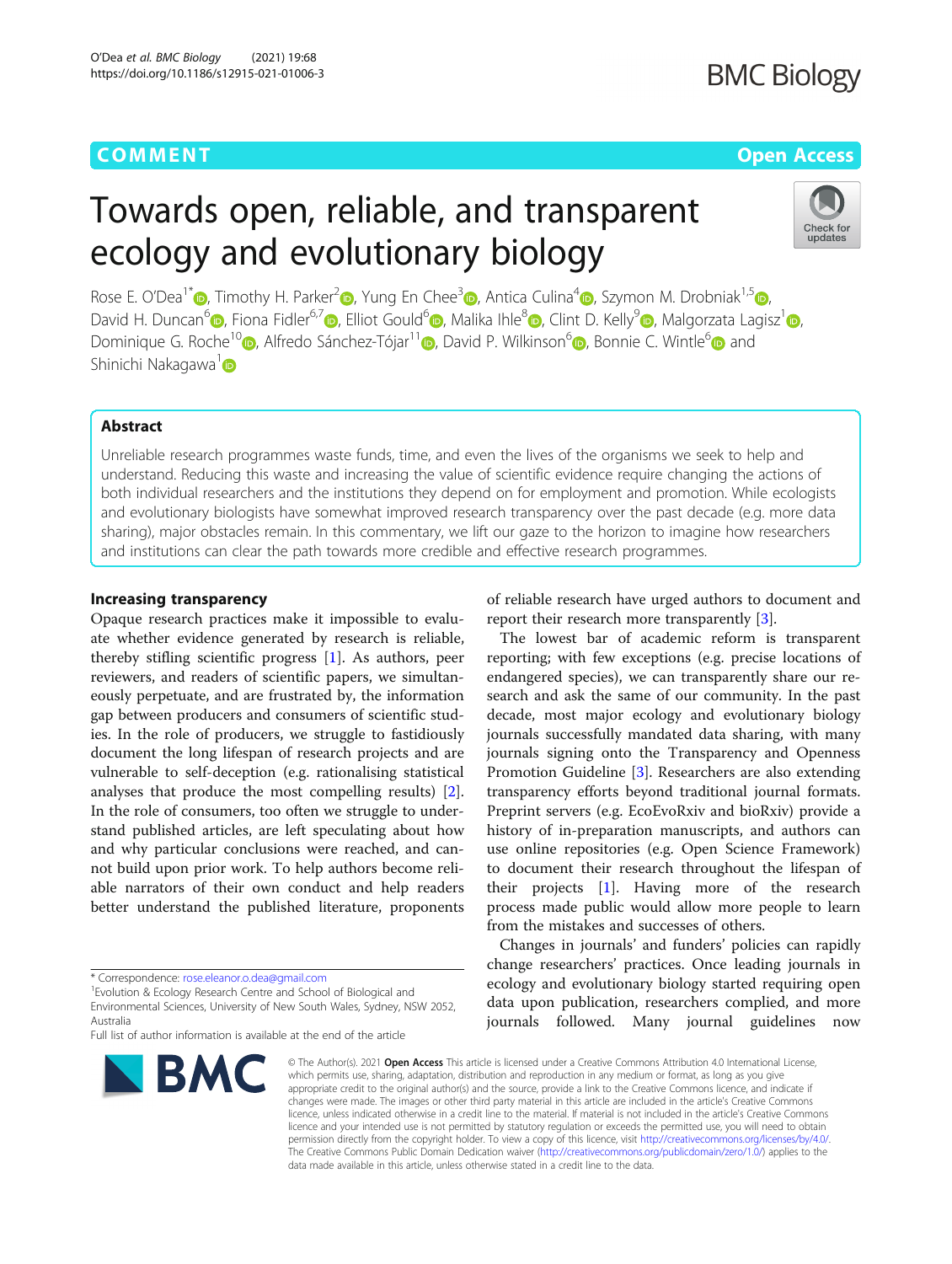COMMENT

Open Access

# Towards open, reliable, and transparent ecology and evolutionary biology

Rose E. O'Dea[1*], Timothy H. Parker[2], Yung En Chee[3], Antica Culina[4], Szymon M. Drobniak[1,5], David H. Duncan[6], Fiona Fidler[6,7], Elliot Gould[6], Malika Ihle[8], Clint D. Kelly[9], Malgorzata Lagisz[1], Dominique G. Roche[10], Alfredo Sánchez-Tójar[11], David P. Wilkinson[6], Bonnie C. Wintle[6] and Shinichi Nakagawa[1]

## Abstract

Unreliable research programmes waste funds, time, and even the lives of the organisms we seek to help and understand. Reducing this waste and increasing the value of scientific evidence require changing the actions of both individual researchers and the institutions they depend on for employment and promotion. While ecologists and evolutionary biologists have somewhat improved research transparency over the past decade (e.g. more data sharing), major obstacles remain. In this commentary, we lift our gaze to the horizon to imagine how researchers and institutions can clear the path towards more credible and effective research programmes.

## Increasing transparency

Opaque research practices make it impossible to evaluate whether evidence generated by research is reliable, thereby stifling scientific progress [1]. As authors, peer reviewers, and readers of scientific papers, we simultaneously perpetuate, and are frustrated by, the information gap between producers and consumers of scientific studies. In the role of producers, we struggle to fastidiously document the long lifespan of research projects and are vulnerable to self-deception (e.g. rationalising statistical analyses that produce the most compelling results) [2]. In the role of consumers, too often we struggle to understand published articles, are left speculating about how and why particular conclusions were reached, and cannot build upon prior work. To help authors become reliable narrators of their own conduct and help readers better understand the published literature, proponents of reliable research have urged authors to document and report their research more transparently [3].

The lowest bar of academic reform is transparent reporting; with few exceptions (e.g. precise locations of endangered species), we can transparently share our research and ask the same of our community. In the past decade, most major ecology and evolutionary biology journals successfully mandated data sharing, with many journals signing onto the Transparency and Openness Promotion Guideline [3]. Researchers are also extending transparency efforts beyond traditional journal formats. Preprint servers (e.g. EcoEvoRxiv and bioRxiv) provide a history of in-preparation manuscripts, and authors can use online repositories (e.g. Open Science Framework) to document their research throughout the lifespan of their projects [1]. Having more of the research process made public would allow more people to learn from the mistakes and successes of others.

Changes in journals' and funders' policies can rapidly change researchers' practices. Once leading journals in ecology and evolutionary biology started requiring open data upon publication, researchers complied, and more journals followed. Many journal guidelines now

\* Correspondence: rose.eleanor.o.dea@gmail.com

[1]Evolution & Ecology Research Centre and School of Biological and Environmental Sciences, University of New South Wales, Sydney, NSW 2052, Australia

Full list of author information is available at the end of the article

© The Author(s). 2021 **Open Access** This article is licensed under a Creative Commons Attribution 4.0 International License, which permits use, sharing, adaptation, distribution and reproduction in any medium or format, as long as you give appropriate credit to the original author(s) and the source, provide a link to the Creative Commons licence, and indicate if changes were made. The images or other third party material in this article are included in the article's Creative Commons licence, unless indicated otherwise in a credit line to the material. If material is not included in the article's Creative Commons licence and your intended use is not permitted by statutory regulation or exceeds the permitted use, you will need to obtain permission directly from the copyright holder. To view a copy of this licence, visit http://creativecommons.org/licenses/by/4.0/. The Creative Commons Public Domain Dedication waiver (http://creativecommons.org/publicdomain/zero/1.0/) applies to the data made available in this article, unless otherwise stated in a credit line to the data.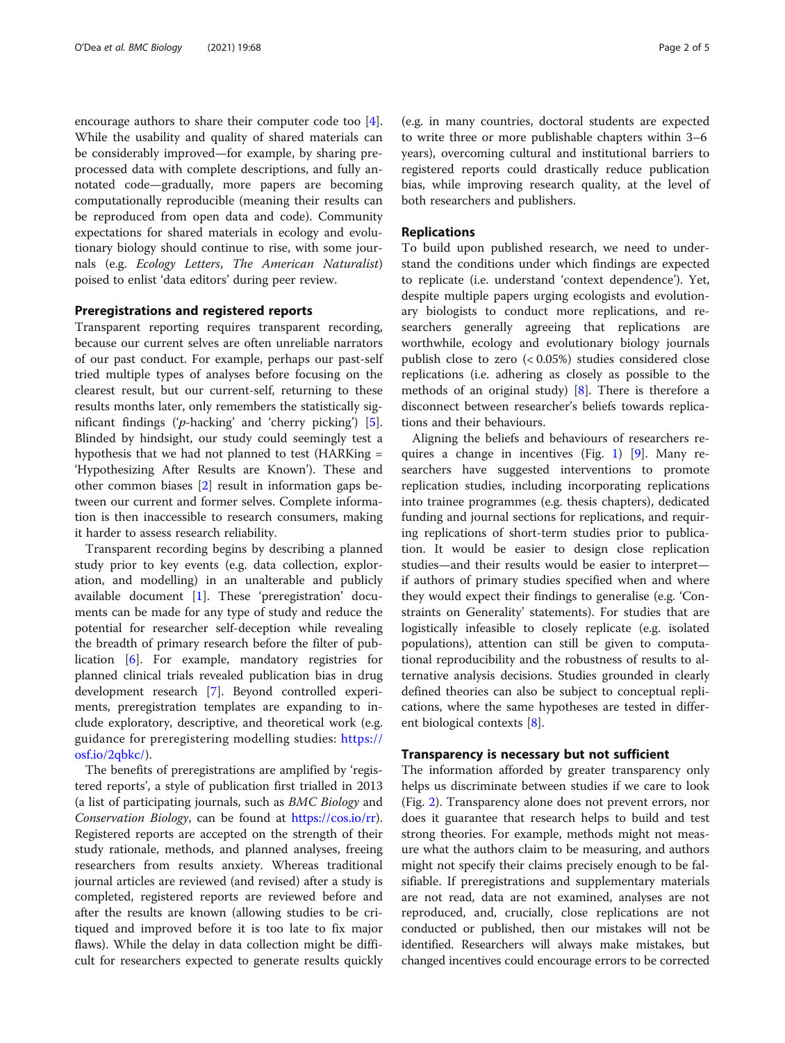encourage authors to share their computer code too [4]. While the usability and quality of shared materials can be considerably improved—for example, by sharing pre-processed data with complete descriptions, and fully annotated code—gradually, more papers are becoming computationally reproducible (meaning their results can be reproduced from open data and code). Community expectations for shared materials in ecology and evolutionary biology should continue to rise, with some journals (e.g. *Ecology Letters*, *The American Naturalist*) poised to enlist 'data editors' during peer review.

## Preregistrations and registered reports

Transparent reporting requires transparent recording, because our current selves are often unreliable narrators of our past conduct. For example, perhaps our past-self tried multiple types of analyses before focusing on the clearest result, but our current-self, returning to these results months later, only remembers the statistically significant findings ('*p*-hacking' and 'cherry picking') [5]. Blinded by hindsight, our study could seemingly test a hypothesis that we had not planned to test (HARKing = 'Hypothesizing After Results are Known'). These and other common biases [2] result in information gaps between our current and former selves. Complete information is then inaccessible to research consumers, making it harder to assess research reliability.

Transparent recording begins by describing a planned study prior to key events (e.g. data collection, exploration, and modelling) in an unalterable and publicly available document [1]. These 'preregistration' documents can be made for any type of study and reduce the potential for researcher self-deception while revealing the breadth of primary research before the filter of publication [6]. For example, mandatory registries for planned clinical trials revealed publication bias in drug development research [7]. Beyond controlled experiments, preregistration templates are expanding to include exploratory, descriptive, and theoretical work (e.g. guidance for preregistering modelling studies: https://osf.io/2qbkc/).

The benefits of preregistrations are amplified by 'registered reports', a style of publication first trialled in 2013 (a list of participating journals, such as *BMC Biology* and *Conservation Biology*, can be found at https://cos.io/rr). Registered reports are accepted on the strength of their study rationale, methods, and planned analyses, freeing researchers from results anxiety. Whereas traditional journal articles are reviewed (and revised) after a study is completed, registered reports are reviewed before and after the results are known (allowing studies to be critiqued and improved before it is too late to fix major flaws). While the delay in data collection might be difficult for researchers expected to generate results quickly (e.g. in many countries, doctoral students are expected to write three or more publishable chapters within 3–6 years), overcoming cultural and institutional barriers to registered reports could drastically reduce publication bias, while improving research quality, at the level of both researchers and publishers.

## Replications

To build upon published research, we need to understand the conditions under which findings are expected to replicate (i.e. understand 'context dependence'). Yet, despite multiple papers urging ecologists and evolutionary biologists to conduct more replications, and researchers generally agreeing that replications are worthwhile, ecology and evolutionary biology journals publish close to zero (< 0.05%) studies considered close replications (i.e. adhering as closely as possible to the methods of an original study) [8]. There is therefore a disconnect between researcher's beliefs towards replications and their behaviours.

Aligning the beliefs and behaviours of researchers requires a change in incentives (Fig. 1) [9]. Many researchers have suggested interventions to promote replication studies, including incorporating replications into trainee programmes (e.g. thesis chapters), dedicated funding and journal sections for replications, and requiring replications of short-term studies prior to publication. It would be easier to design close replication studies—and their results would be easier to interpret—if authors of primary studies specified when and where they would expect their findings to generalise (e.g. 'Constraints on Generality' statements). For studies that are logistically infeasible to closely replicate (e.g. isolated populations), attention can still be given to computational reproducibility and the robustness of results to alternative analysis decisions. Studies grounded in clearly defined theories can also be subject to conceptual replications, where the same hypotheses are tested in different biological contexts [8].

## Transparency is necessary but not sufficient

The information afforded by greater transparency only helps us discriminate between studies if we care to look (Fig. 2). Transparency alone does not prevent errors, nor does it guarantee that research helps to build and test strong theories. For example, methods might not measure what the authors claim to be measuring, and authors might not specify their claims precisely enough to be falsifiable. If preregistrations and supplementary materials are not read, data are not examined, analyses are not reproduced, and, crucially, close replications are not conducted or published, then our mistakes will not be identified. Researchers will always make mistakes, but changed incentives could encourage errors to be corrected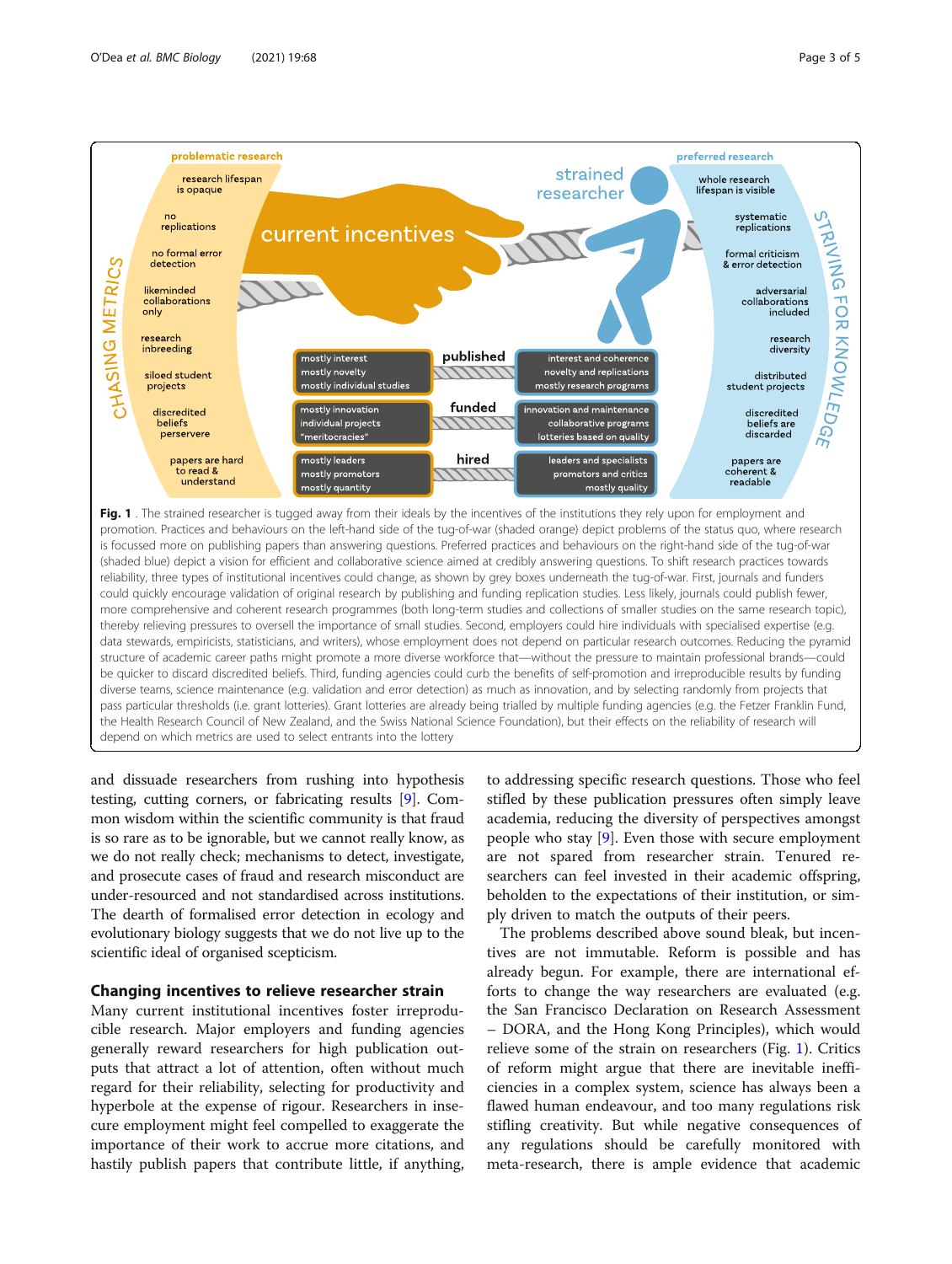**Fig. 1** . The strained researcher is tugged away from their ideals by the incentives of the institutions they rely upon for employment and promotion. Practices and behaviours on the left-hand side of the tug-of-war (shaded orange) depict problems of the status quo, where research is focussed more on publishing papers than answering questions. Preferred practices and behaviours on the right-hand side of the tug-of-war (shaded blue) depict a vision for efficient and collaborative science aimed at credibly answering questions. To shift research practices towards reliability, three types of institutional incentives could change, as shown by grey boxes underneath the tug-of-war. First, journals and funders could quickly encourage validation of original research by publishing and funding replication studies. Less likely, journals could publish fewer, more comprehensive and coherent research programmes (both long-term studies and collections of smaller studies on the same research topic), thereby relieving pressures to oversell the importance of small studies. Second, employers could hire individuals with specialised expertise (e.g. data stewards, empiricists, statisticians, and writers), whose employment does not depend on particular research outcomes. Reducing the pyramid structure of academic career paths might promote a more diverse workforce that—without the pressure to maintain professional brands—could be quicker to discard discredited beliefs. Third, funding agencies could curb the benefits of self-promotion and irreproducible results by funding diverse teams, science maintenance (e.g. validation and error detection) as much as innovation, and by selecting randomly from projects that pass particular thresholds (i.e. grant lotteries). Grant lotteries are already being trialled by multiple funding agencies (e.g. the Fetzer Franklin Fund, the Health Research Council of New Zealand, and the Swiss National Science Foundation), but their effects on the reliability of research will depend on which metrics are used to select entrants into the lottery

and dissuade researchers from rushing into hypothesis testing, cutting corners, or fabricating results [9]. Common wisdom within the scientific community is that fraud is so rare as to be ignorable, but we cannot really know, as we do not really check; mechanisms to detect, investigate, and prosecute cases of fraud and research misconduct are under-resourced and not standardised across institutions. The dearth of formalised error detection in ecology and evolutionary biology suggests that we do not live up to the scientific ideal of organised scepticism.

## Changing incentives to relieve researcher strain

Many current institutional incentives foster irreproducible research. Major employers and funding agencies generally reward researchers for high publication outputs that attract a lot of attention, often without much regard for their reliability, selecting for productivity and hyperbole at the expense of rigour. Researchers in insecure employment might feel compelled to exaggerate the importance of their work to accrue more citations, and hastily publish papers that contribute little, if anything, to addressing specific research questions. Those who feel stifled by these publication pressures often simply leave academia, reducing the diversity of perspectives amongst people who stay [9]. Even those with secure employment are not spared from researcher strain. Tenured researchers can feel invested in their academic offspring, beholden to the expectations of their institution, or simply driven to match the outputs of their peers.

The problems described above sound bleak, but incentives are not immutable. Reform is possible and has already begun. For example, there are international efforts to change the way researchers are evaluated (e.g. the San Francisco Declaration on Research Assessment – DORA, and the Hong Kong Principles), which would relieve some of the strain on researchers (Fig. 1). Critics of reform might argue that there are inevitable inefficiencies in a complex system, science has always been a flawed human endeavour, and too many regulations risk stifling creativity. But while negative consequences of any regulations should be carefully monitored with meta-research, there is ample evidence that academic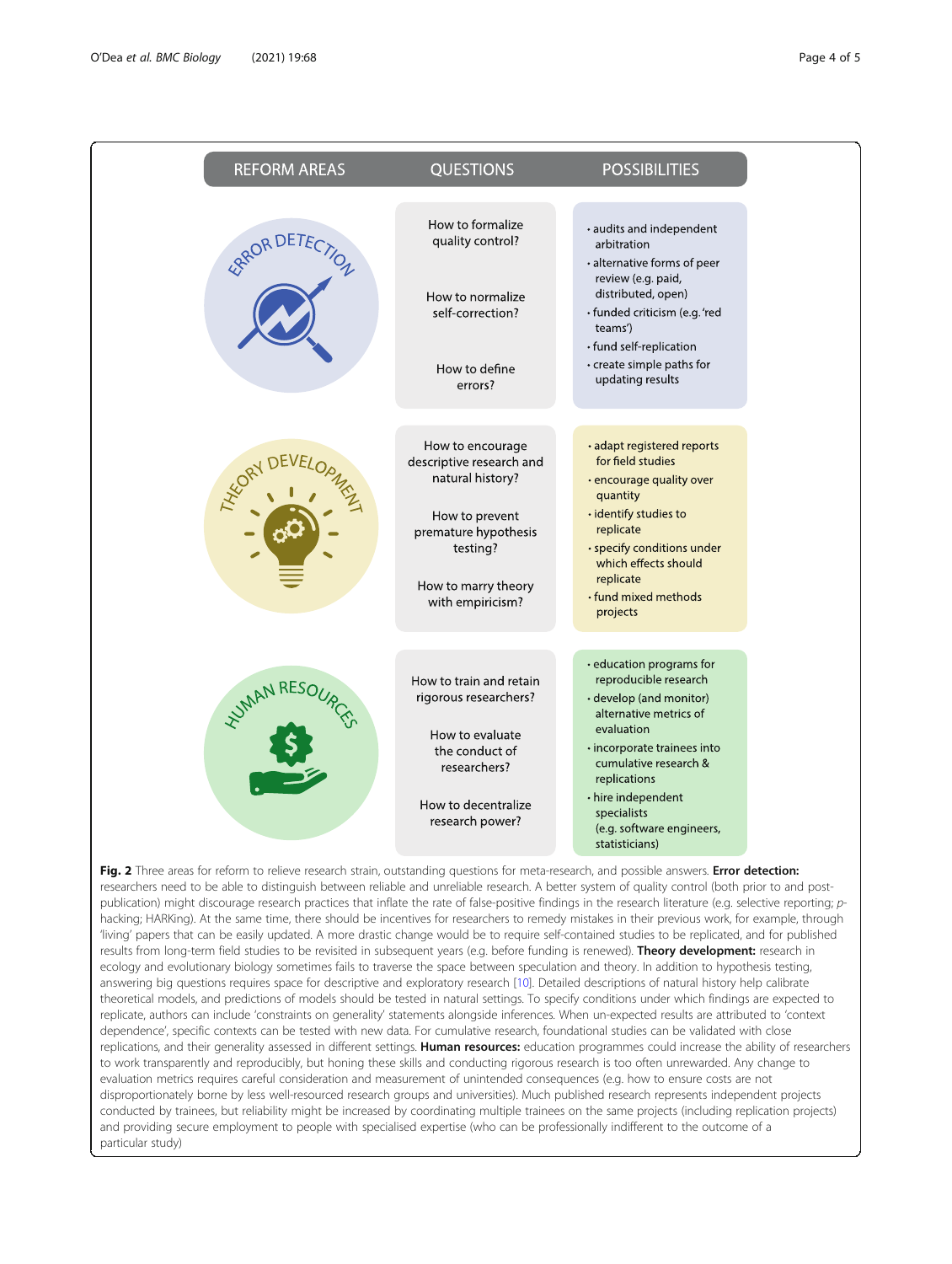| REFORM AREAS | QUESTIONS | POSSIBILITIES |
| --- | --- | --- |
| ERROR DETECTION | How to formalize quality control?<br><br>How to normalize self-correction?<br><br>How to define errors? | • audits and independent arbitration<br>• alternative forms of peer review (e.g. paid, distributed, open)<br>• funded criticism (e.g. 'red teams')<br>• fund self-replication<br>• create simple paths for updating results |
| THEORY DEVELOPMENT | How to encourage descriptive research and natural history?<br><br>How to prevent premature hypothesis testing?<br><br>How to marry theory with empiricism? | • adapt registered reports for field studies<br>• encourage quality over quantity<br>• identify studies to replicate<br>• specify conditions under which effects should replicate<br>• fund mixed methods projects |
| HUMAN RESOURCES | How to train and retain rigorous researchers?<br><br>How to evaluate the conduct of researchers?<br><br>How to decentralize research power? | • education programs for reproducible research<br>• develop (and monitor) alternative metrics of evaluation<br>• incorporate trainees into cumulative research & replications<br>• hire independent specialists (e.g. software engineers, statisticians) |

**Fig. 2** Three areas for reform to relieve research strain, outstanding questions for meta-research, and possible answers. **Error detection:** researchers need to be able to distinguish between reliable and unreliable research. A better system of quality control (both prior to and post-publication) might discourage research practices that inflate the rate of false-positive findings in the research literature (e.g. selective reporting; *p*-hacking; HARKing). At the same time, there should be incentives for researchers to remedy mistakes in their previous work, for example, through 'living' papers that can be easily updated. A more drastic change would be to require self-contained studies to be replicated, and for published results from long-term field studies to be revisited in subsequent years (e.g. before funding is renewed). **Theory development:** research in ecology and evolutionary biology sometimes fails to traverse the space between speculation and theory. In addition to hypothesis testing, answering big questions requires space for descriptive and exploratory research [10]. Detailed descriptions of natural history help calibrate theoretical models, and predictions of models should be tested in natural settings. To specify conditions under which findings are expected to replicate, authors can include 'constraints on generality' statements alongside inferences. When un-expected results are attributed to 'context dependence', specific contexts can be tested with new data. For cumulative research, foundational studies can be validated with close replications, and their generality assessed in different settings. **Human resources:** education programmes could increase the ability of researchers to work transparently and reproducibly, but honing these skills and conducting rigorous research is too often unrewarded. Any change to evaluation metrics requires careful consideration and measurement of unintended consequences (e.g. how to ensure costs are not disproportionately borne by less well-resourced research groups and universities). Much published research represents independent projects conducted by trainees, but reliability might be increased by coordinating multiple trainees on the same projects (including replication projects) and providing secure employment to people with specialised expertise (who can be professionally indifferent to the outcome of a particular study)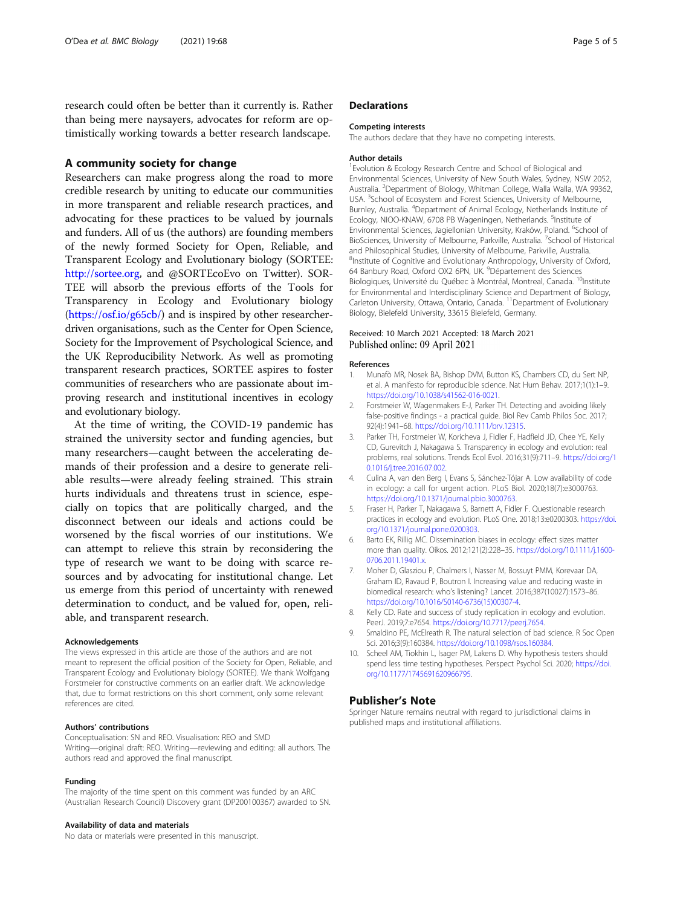research could often be better than it currently is. Rather than being mere naysayers, advocates for reform are optimistically working towards a better research landscape.

## A community society for change

Researchers can make progress along the road to more credible research by uniting to educate our communities in more transparent and reliable research practices, and advocating for these practices to be valued by journals and funders. All of us (the authors) are founding members of the newly formed Society for Open, Reliable, and Transparent Ecology and Evolutionary biology (SORTEE: http://sortee.org, and @SORTEcoEvo on Twitter). SORTEE will absorb the previous efforts of the Tools for Transparency in Ecology and Evolutionary biology (https://osf.io/g65cb/) and is inspired by other researcher-driven organisations, such as the Center for Open Science, Society for the Improvement of Psychological Science, and the UK Reproducibility Network. As well as promoting transparent research practices, SORTEE aspires to foster communities of researchers who are passionate about improving research and institutional incentives in ecology and evolutionary biology.

At the time of writing, the COVID-19 pandemic has strained the university sector and funding agencies, but many researchers—caught between the accelerating demands of their profession and a desire to generate reliable results—were already feeling strained. This strain hurts individuals and threatens trust in science, especially on topics that are politically charged, and the disconnect between our ideals and actions could be worsened by the fiscal worries of our institutions. We can attempt to relieve this strain by reconsidering the type of research we want to be doing with scarce resources and by advocating for institutional change. Let us emerge from this period of uncertainty with renewed determination to conduct, and be valued for, open, reliable, and transparent research.

#### Acknowledgements

The views expressed in this article are those of the authors and are not meant to represent the official position of the Society for Open, Reliable, and Transparent Ecology and Evolutionary biology (SORTEE). We thank Wolfgang Forstmeier for constructive comments on an earlier draft. We acknowledge that, due to format restrictions on this short comment, only some relevant references are cited.

#### Authors' contributions

Conceptualisation: SN and REO. Visualisation: REO and SMD
Writing—original draft: REO. Writing—reviewing and editing: all authors. The authors read and approved the final manuscript.

#### Funding

The majority of the time spent on this comment was funded by an ARC (Australian Research Council) Discovery grant (DP200100367) awarded to SN.

#### Availability of data and materials

No data or materials were presented in this manuscript.

## Declarations

#### Competing interests

The authors declare that they have no competing interests.

#### Author details

[1]Evolution & Ecology Research Centre and School of Biological and Environmental Sciences, University of New South Wales, Sydney, NSW 2052, Australia. [2]Department of Biology, Whitman College, Walla Walla, WA 99362, USA. [3]School of Ecosystem and Forest Sciences, University of Melbourne, Burnley, Australia. [4]Department of Animal Ecology, Netherlands Institute of Ecology, NIOO-KNAW, 6708 PB Wageningen, Netherlands. [5]Institute of Environmental Sciences, Jagiellonian University, Kraków, Poland. [6]School of BioSciences, University of Melbourne, Parkville, Australia. [7]School of Historical and Philosophical Studies, University of Melbourne, Parkville, Australia. [8]Institute of Cognitive and Evolutionary Anthropology, University of Oxford, 64 Banbury Road, Oxford OX2 6PN, UK. [9]Département des Sciences Biologiques, Université du Québec à Montréal, Montreal, Canada. [10]Institute for Environmental and Interdisciplinary Science and Department of Biology, Carleton University, Ottawa, Ontario, Canada. [11]Department of Evolutionary Biology, Bielefeld University, 33615 Bielefeld, Germany.

Received: 10 March 2021 Accepted: 18 March 2021
Published online: 09 April 2021

#### References

1. Munafò MR, Nosek BA, Bishop DVM, Button KS, Chambers CD, du Sert NP, et al. A manifesto for reproducible science. Nat Hum Behav. 2017;1(1):1–9. https://doi.org/10.1038/s41562-016-0021.
2. Forstmeier W, Wagenmakers E-J, Parker TH. Detecting and avoiding likely false-positive findings - a practical guide. Biol Rev Camb Philos Soc. 2017; 92(4):1941–68. https://doi.org/10.1111/brv.12315.
3. Parker TH, Forstmeier W, Koricheva J, Fidler F, Hadfield JD, Chee YE, Kelly CD, Gurevitch J, Nakagawa S. Transparency in ecology and evolution: real problems, real solutions. Trends Ecol Evol. 2016;31(9):711–9. https://doi.org/10.1016/j.tree.2016.07.002.
4. Culina A, van den Berg I, Evans S, Sánchez-Tójar A. Low availability of code in ecology: a call for urgent action. PLoS Biol. 2020;18(7):e3000763. https://doi.org/10.1371/journal.pbio.3000763.
5. Fraser H, Parker T, Nakagawa S, Barnett A, Fidler F. Questionable research practices in ecology and evolution. PLoS One. 2018;13:e0200303. https://doi.org/10.1371/journal.pone.0200303.
6. Barto EK, Rillig MC. Dissemination biases in ecology: effect sizes matter more than quality. Oikos. 2012;121(2):228–35. https://doi.org/10.1111/j.1600-0706.2011.19401.x.
7. Moher D, Glasziou P, Chalmers I, Nasser M, Bossuyt PMM, Korevaar DA, Graham ID, Ravaud P, Boutron I. Increasing value and reducing waste in biomedical research: who's listening? Lancet. 2016;387(10027):1573–86. https://doi.org/10.1016/S0140-6736(15)00307-4.
8. Kelly CD. Rate and success of study replication in ecology and evolution. PeerJ. 2019;7:e7654. https://doi.org/10.7717/peerj.7654.
9. Smaldino PE, McElreath R. The natural selection of bad science. R Soc Open Sci. 2016;3(9):160384. https://doi.org/10.1098/rsos.160384.
10. Scheel AM, Tiokhin L, Isager PM, Lakens D. Why hypothesis testers should spend less time testing hypotheses. Perspect Psychol Sci. 2020; https://doi.org/10.1177/1745691620966795.

## Publisher's Note

Springer Nature remains neutral with regard to jurisdictional claims in published maps and institutional affiliations.